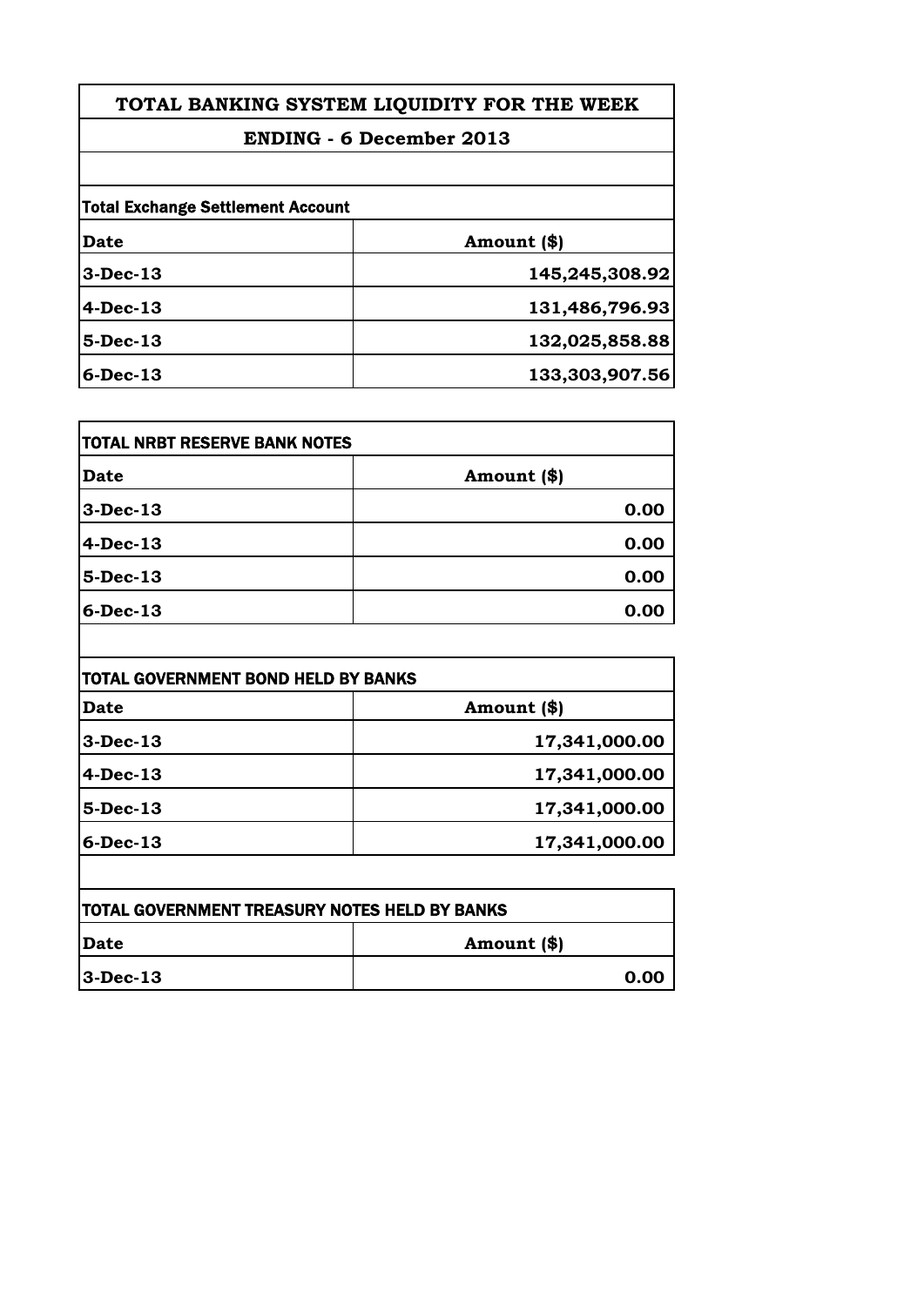# TOTAL BANKING SYSTEM LIQUIDITY FOR THE WEEK

## ENDING - 6 December 2013

### Total Exchange Settlement Account

| Date | Amount ($) |
|---|---|
| 3-Dec-13 | 145,245,308.92 |
| 4-Dec-13 | 131,486,796.93 |
| 5-Dec-13 | 132,025,858.88 |
| 6-Dec-13 | 133,303,907.56 |

### TOTAL NRBT RESERVE BANK NOTES

| Date | Amount ($) |
|---|---|
| 3-Dec-13 | 0.00 |
| 4-Dec-13 | 0.00 |
| 5-Dec-13 | 0.00 |
| 6-Dec-13 | 0.00 |

### TOTAL GOVERNMENT BOND HELD BY BANKS

| Date | Amount ($) |
|---|---|
| 3-Dec-13 | 17,341,000.00 |
| 4-Dec-13 | 17,341,000.00 |
| 5-Dec-13 | 17,341,000.00 |
| 6-Dec-13 | 17,341,000.00 |

### TOTAL GOVERNMENT TREASURY NOTES HELD BY BANKS

| Date | Amount ($) |
|---|---|
| 3-Dec-13 | 0.00 |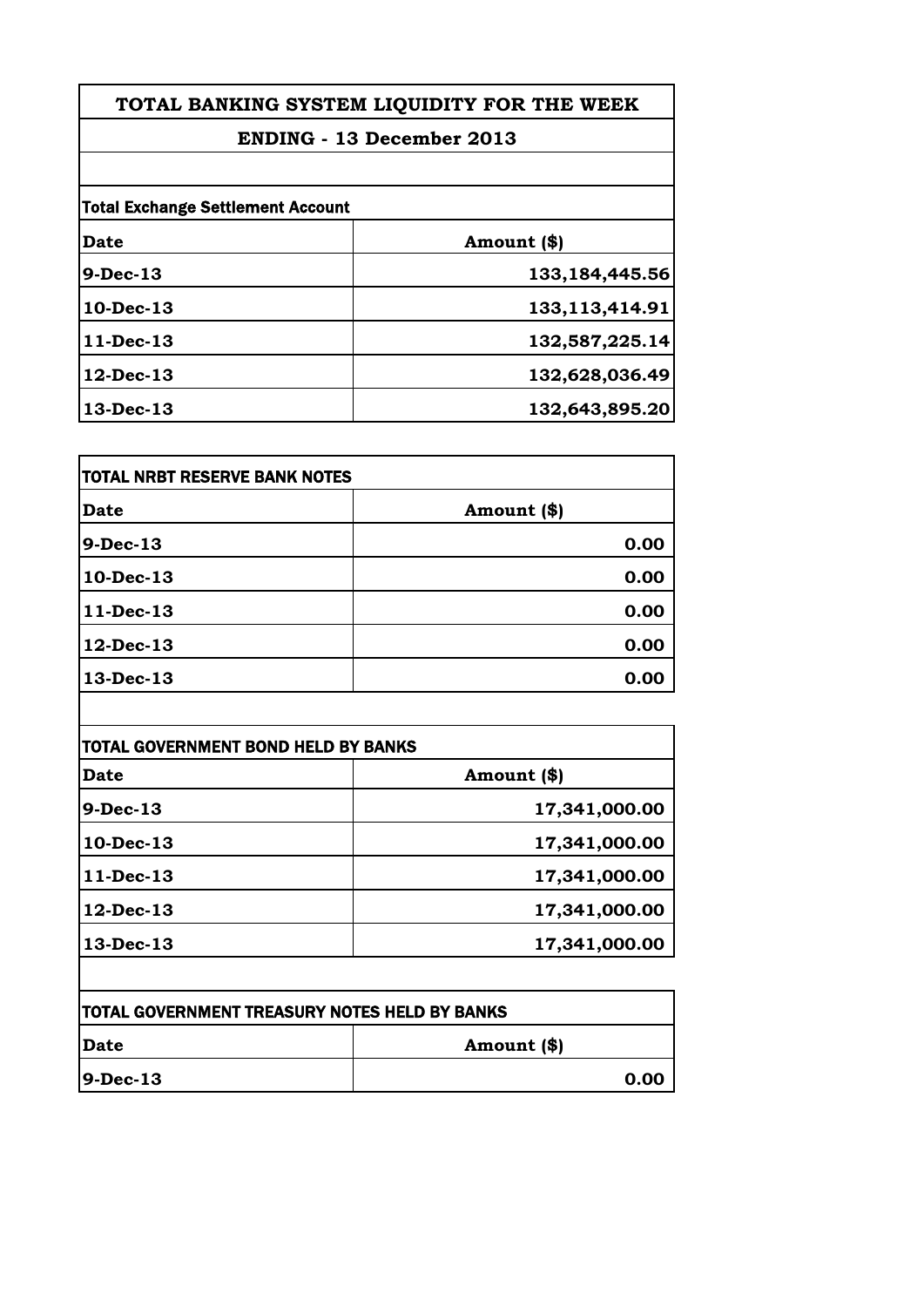# TOTAL BANKING SYSTEM LIQUIDITY FOR THE WEEK

## ENDING - 13 December 2013

**Total Exchange Settlement Account**

| Date | Amount ($) |
|---|---|
| 9-Dec-13 | 133,184,445.56 |
| 10-Dec-13 | 133,113,414.91 |
| 11-Dec-13 | 132,587,225.14 |
| 12-Dec-13 | 132,628,036.49 |
| 13-Dec-13 | 132,643,895.20 |

**TOTAL NRBT RESERVE BANK NOTES**

| Date | Amount ($) |
|---|---|
| 9-Dec-13 | 0.00 |
| 10-Dec-13 | 0.00 |
| 11-Dec-13 | 0.00 |
| 12-Dec-13 | 0.00 |
| 13-Dec-13 | 0.00 |

**TOTAL GOVERNMENT BOND HELD BY BANKS**

| Date | Amount ($) |
|---|---|
| 9-Dec-13 | 17,341,000.00 |
| 10-Dec-13 | 17,341,000.00 |
| 11-Dec-13 | 17,341,000.00 |
| 12-Dec-13 | 17,341,000.00 |
| 13-Dec-13 | 17,341,000.00 |

**TOTAL GOVERNMENT TREASURY NOTES HELD BY BANKS**

| Date | Amount ($) |
|---|---|
| 9-Dec-13 | 0.00 |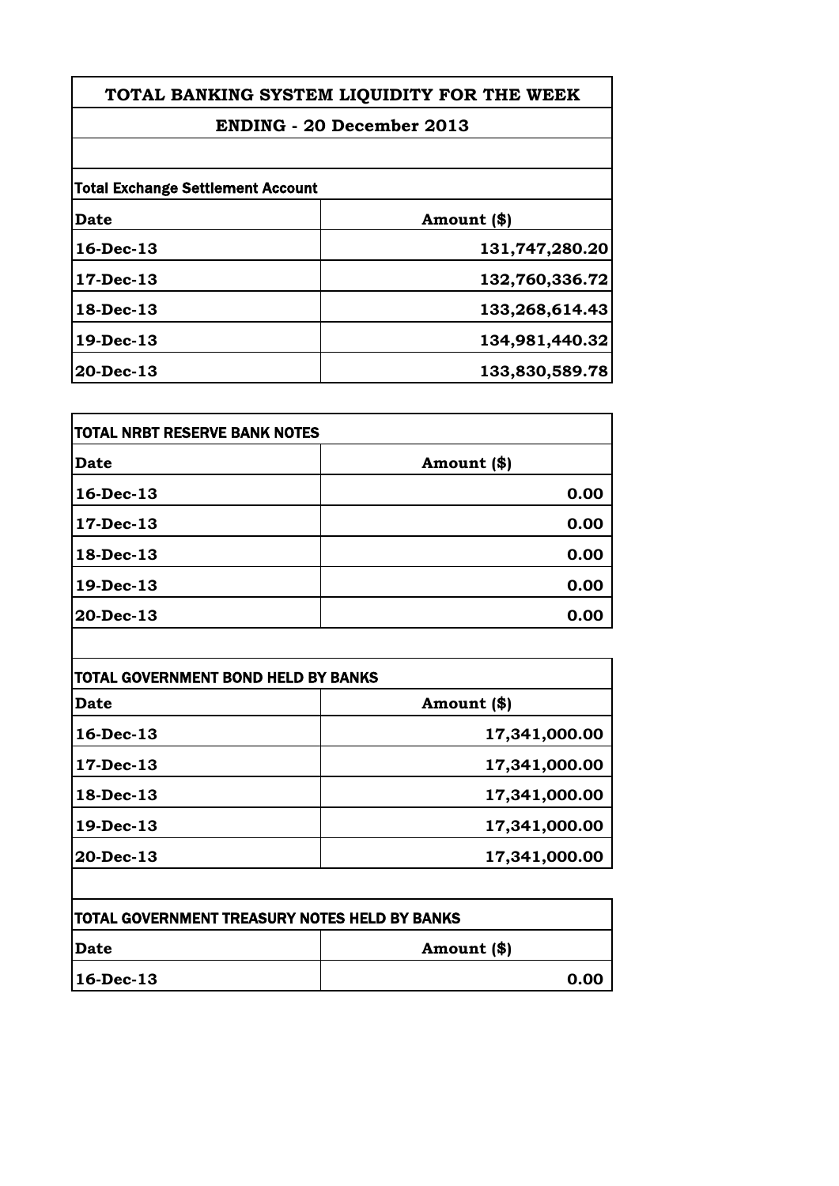| TOTAL BANKING SYSTEM LIQUIDITY FOR THE WEEK | |
|---|---|
| ENDING - 20 December 2013 | |
| | |
| Total Exchange Settlement Account | |
| Date | Amount ($) |
| 16-Dec-13 | 131,747,280.20 |
| 17-Dec-13 | 132,760,336.72 |
| 18-Dec-13 | 133,268,614.43 |
| 19-Dec-13 | 134,981,440.32 |
| 20-Dec-13 | 133,830,589.78 |

| TOTAL NRBT RESERVE BANK NOTES | |
|---|---|
| Date | Amount ($) |
| 16-Dec-13 | 0.00 |
| 17-Dec-13 | 0.00 |
| 18-Dec-13 | 0.00 |
| 19-Dec-13 | 0.00 |
| 20-Dec-13 | 0.00 |

| TOTAL GOVERNMENT BOND HELD BY BANKS | |
|---|---|
| Date | Amount ($) |
| 16-Dec-13 | 17,341,000.00 |
| 17-Dec-13 | 17,341,000.00 |
| 18-Dec-13 | 17,341,000.00 |
| 19-Dec-13 | 17,341,000.00 |
| 20-Dec-13 | 17,341,000.00 |

| TOTAL GOVERNMENT TREASURY NOTES HELD BY BANKS | |
|---|---|
| Date | Amount ($) |
| 16-Dec-13 | 0.00 |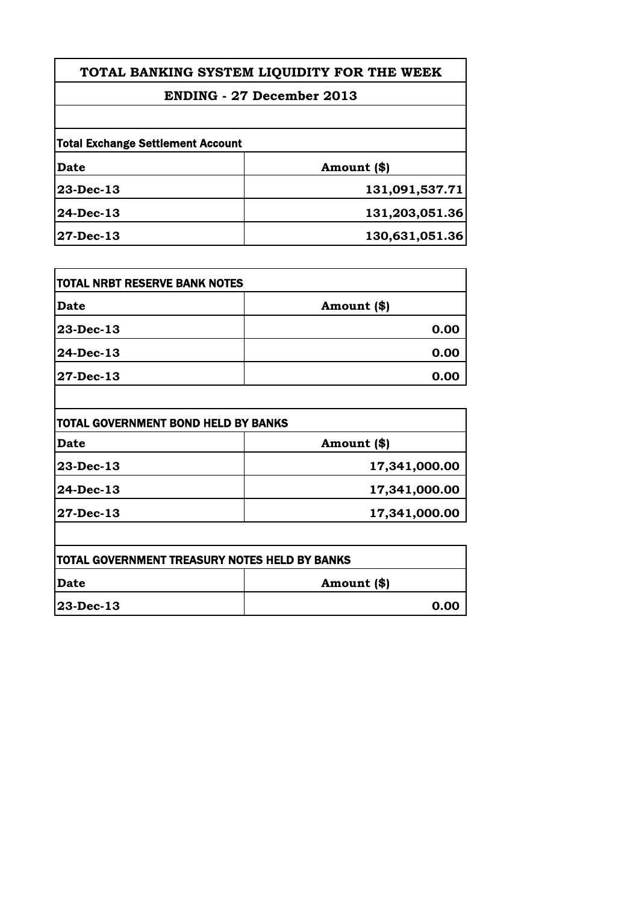| TOTAL BANKING SYSTEM LIQUIDITY FOR THE WEEK | |
| --- | --- |
| ENDING - 27 December 2013 | |
| | |
| Total Exchange Settlement Account | |
| Date | Amount ($) |
| 23-Dec-13 | 131,091,537.71 |
| 24-Dec-13 | 131,203,051.36 |
| 27-Dec-13 | 130,631,051.36 |

| TOTAL NRBT RESERVE BANK NOTES | |
| --- | --- |
| Date | Amount ($) |
| 23-Dec-13 | 0.00 |
| 24-Dec-13 | 0.00 |
| 27-Dec-13 | 0.00 |

| TOTAL GOVERNMENT BOND HELD BY BANKS | |
| --- | --- |
| Date | Amount ($) |
| 23-Dec-13 | 17,341,000.00 |
| 24-Dec-13 | 17,341,000.00 |
| 27-Dec-13 | 17,341,000.00 |

| TOTAL GOVERNMENT TREASURY NOTES HELD BY BANKS | |
| --- | --- |
| Date | Amount ($) |
| 23-Dec-13 | 0.00 |